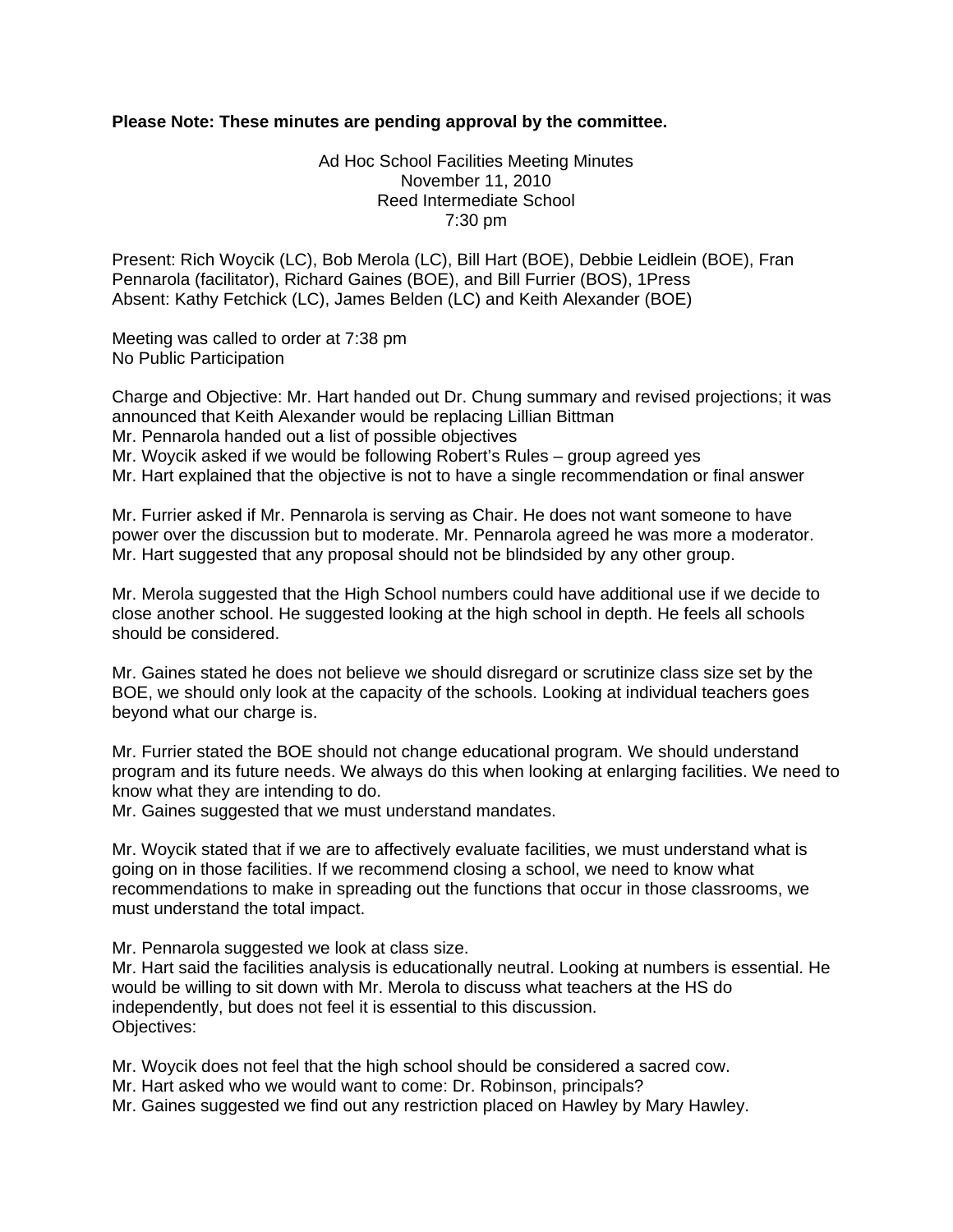**Please Note: These minutes are pending approval by the committee.**

Ad Hoc School Facilities Meeting Minutes
November 11, 2010
Reed Intermediate School
7:30 pm

Present: Rich Woycik (LC), Bob Merola (LC), Bill Hart (BOE), Debbie Leidlein (BOE), Fran Pennarola (facilitator), Richard Gaines (BOE), and Bill Furrier (BOS), 1Press
Absent: Kathy Fetchick (LC), James Belden (LC) and Keith Alexander (BOE)

Meeting was called to order at 7:38 pm
No Public Participation

Charge and Objective: Mr. Hart handed out Dr. Chung summary and revised projections; it was announced that Keith Alexander would be replacing Lillian Bittman
Mr. Pennarola handed out a list of possible objectives
Mr. Woycik asked if we would be following Robert's Rules – group agreed yes
Mr. Hart explained that the objective is not to have a single recommendation or final answer

Mr. Furrier asked if Mr. Pennarola is serving as Chair. He does not want someone to have power over the discussion but to moderate. Mr. Pennarola agreed he was more a moderator. Mr. Hart suggested that any proposal should not be blindsided by any other group.

Mr. Merola suggested that the High School numbers could have additional use if we decide to close another school. He suggested looking at the high school in depth. He feels all schools should be considered.

Mr. Gaines stated he does not believe we should disregard or scrutinize class size set by the BOE, we should only look at the capacity of the schools. Looking at individual teachers goes beyond what our charge is.

Mr. Furrier stated the BOE should not change educational program. We should understand program and its future needs. We always do this when looking at enlarging facilities. We need to know what they are intending to do.
Mr. Gaines suggested that we must understand mandates.

Mr. Woycik stated that if we are to affectively evaluate facilities, we must understand what is going on in those facilities. If we recommend closing a school, we need to know what recommendations to make in spreading out the functions that occur in those classrooms, we must understand the total impact.

Mr. Pennarola suggested we look at class size.
Mr. Hart said the facilities analysis is educationally neutral. Looking at numbers is essential. He would be willing to sit down with Mr. Merola to discuss what teachers at the HS do independently, but does not feel it is essential to this discussion.
Objectives:

Mr. Woycik does not feel that the high school should be considered a sacred cow.
Mr. Hart asked who we would want to come: Dr. Robinson, principals?
Mr. Gaines suggested we find out any restriction placed on Hawley by Mary Hawley.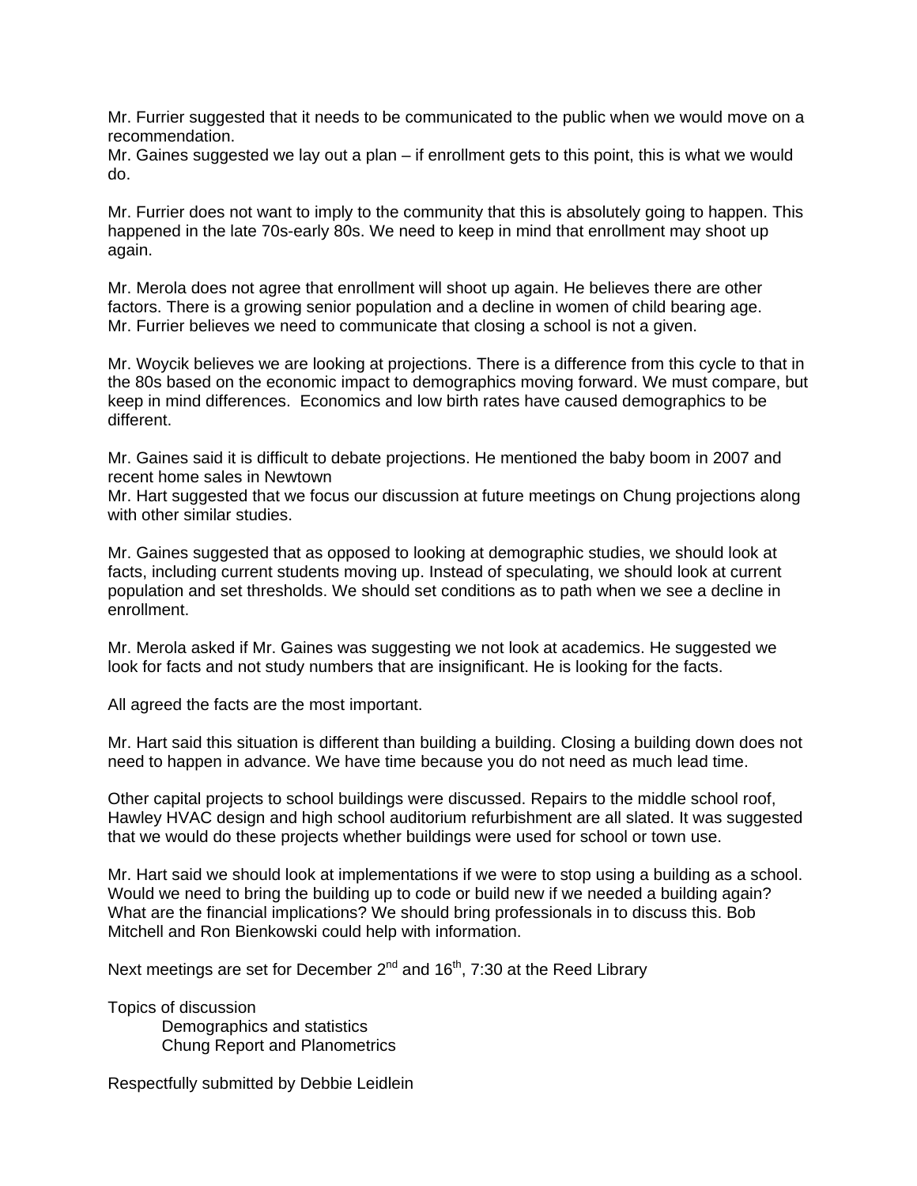Mr. Furrier suggested that it needs to be communicated to the public when we would move on a recommendation.
Mr. Gaines suggested we lay out a plan – if enrollment gets to this point, this is what we would do.

Mr. Furrier does not want to imply to the community that this is absolutely going to happen. This happened in the late 70s-early 80s. We need to keep in mind that enrollment may shoot up again.

Mr. Merola does not agree that enrollment will shoot up again. He believes there are other factors. There is a growing senior population and a decline in women of child bearing age.
Mr. Furrier believes we need to communicate that closing a school is not a given.

Mr. Woycik believes we are looking at projections. There is a difference from this cycle to that in the 80s based on the economic impact to demographics moving forward. We must compare, but keep in mind differences. Economics and low birth rates have caused demographics to be different.

Mr. Gaines said it is difficult to debate projections. He mentioned the baby boom in 2007 and recent home sales in Newtown
Mr. Hart suggested that we focus our discussion at future meetings on Chung projections along with other similar studies.

Mr. Gaines suggested that as opposed to looking at demographic studies, we should look at facts, including current students moving up. Instead of speculating, we should look at current population and set thresholds. We should set conditions as to path when we see a decline in enrollment.

Mr. Merola asked if Mr. Gaines was suggesting we not look at academics. He suggested we look for facts and not study numbers that are insignificant. He is looking for the facts.

All agreed the facts are the most important.

Mr. Hart said this situation is different than building a building. Closing a building down does not need to happen in advance. We have time because you do not need as much lead time.

Other capital projects to school buildings were discussed. Repairs to the middle school roof, Hawley HVAC design and high school auditorium refurbishment are all slated. It was suggested that we would do these projects whether buildings were used for school or town use.

Mr. Hart said we should look at implementations if we were to stop using a building as a school. Would we need to bring the building up to code or build new if we needed a building again? What are the financial implications? We should bring professionals in to discuss this. Bob Mitchell and Ron Bienkowski could help with information.

Next meetings are set for December 2nd and 16th, 7:30 at the Reed Library

Topics of discussion
- Demographics and statistics
- Chung Report and Planometrics

Respectfully submitted by Debbie Leidlein